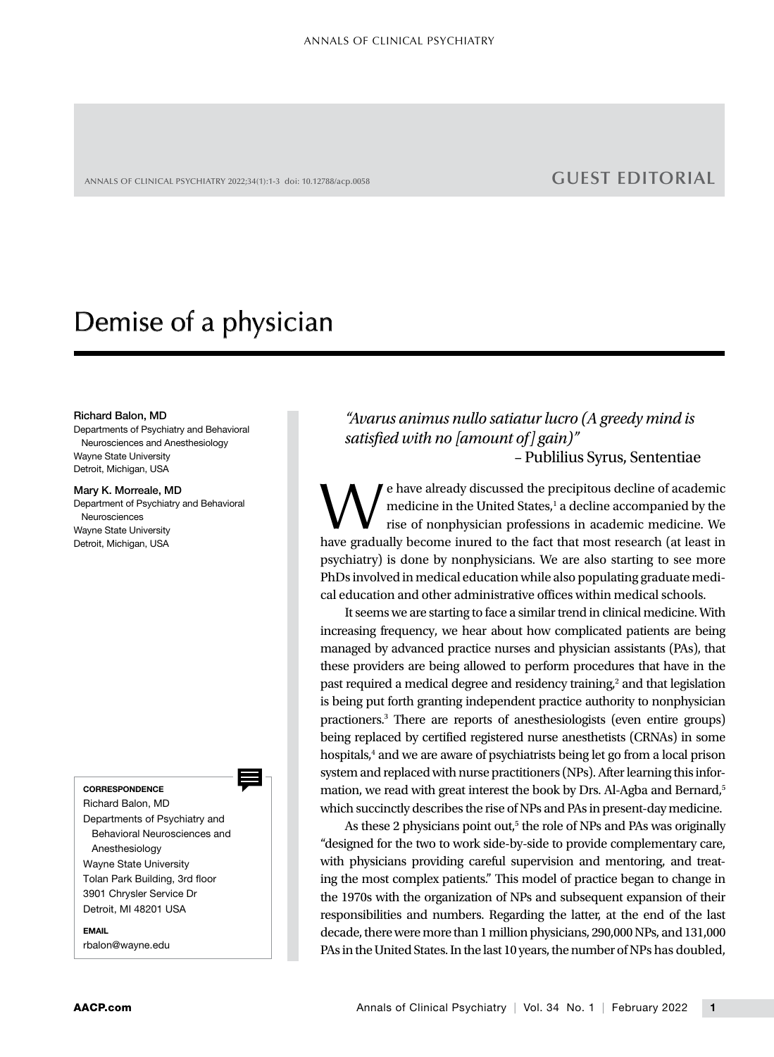GUEST EDITORIAL

# Demise of a physician

**Richard Balon, MD**
Departments of Psychiatry and Behavioral Neurosciences and Anesthesiology
Wayne State University
Detroit, Michigan, USA

**Mary K. Morreale, MD**
Department of Psychiatry and Behavioral Neurosciences
Wayne State University
Detroit, Michigan, USA

**CORRESPONDENCE**
Richard Balon, MD
Departments of Psychiatry and Behavioral Neurosciences and Anesthesiology
Wayne State University
Tolan Park Building, 3rd floor
3901 Chrysler Service Dr
Detroit, MI 48201 USA

**EMAIL**
rbalon@wayne.edu

*"Avarus animus nullo satiatur lucro (A greedy mind is satisfied with no [amount of] gain)"*
– Publilius Syrus, Sententiae

We have already discussed the precipitous decline of academic medicine in the United States,[1] a decline accompanied by the rise of nonphysician professions in academic medicine. We have gradually become inured to the fact that most research (at least in psychiatry) is done by nonphysicians. We are also starting to see more PhDs involved in medical education while also populating graduate medical education and other administrative offices within medical schools.

It seems we are starting to face a similar trend in clinical medicine. With increasing frequency, we hear about how complicated patients are being managed by advanced practice nurses and physician assistants (PAs), that these providers are being allowed to perform procedures that have in the past required a medical degree and residency training,[2] and that legislation is being put forth granting independent practice authority to nonphysician practioners.[3] There are reports of anesthesiologists (even entire groups) being replaced by certified registered nurse anesthetists (CRNAs) in some hospitals,[4] and we are aware of psychiatrists being let go from a local prison system and replaced with nurse practitioners (NPs). After learning this information, we read with great interest the book by Drs. Al-Agba and Bernard,[5] which succinctly describes the rise of NPs and PAs in present-day medicine.

As these 2 physicians point out,[5] the role of NPs and PAs was originally "designed for the two to work side-by-side to provide complementary care, with physicians providing careful supervision and mentoring, and treating the most complex patients." This model of practice began to change in the 1970s with the organization of NPs and subsequent expansion of their responsibilities and numbers. Regarding the latter, at the end of the last decade, there were more than 1 million physicians, 290,000 NPs, and 131,000 PAs in the United States. In the last 10 years, the number of NPs has doubled,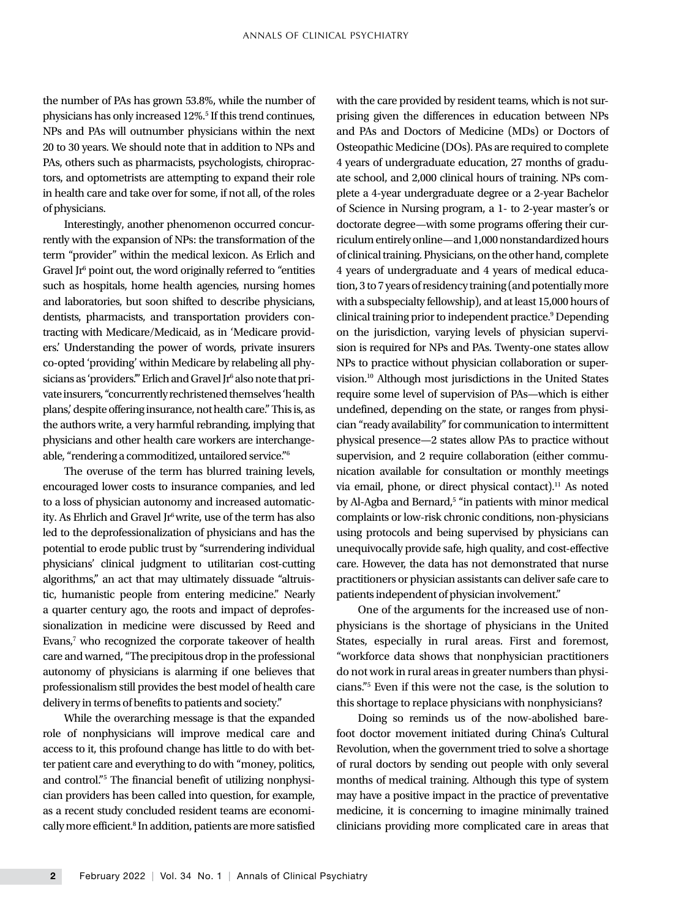the number of PAs has grown 53.8%, while the number of physicians has only increased 12%.[5] If this trend continues, NPs and PAs will outnumber physicians within the next 20 to 30 years. We should note that in addition to NPs and PAs, others such as pharmacists, psychologists, chiropractors, and optometrists are attempting to expand their role in health care and take over for some, if not all, of the roles of physicians.

Interestingly, another phenomenon occurred concurrently with the expansion of NPs: the transformation of the term "provider" within the medical lexicon. As Erlich and Gravel Jr[6] point out, the word originally referred to "entities such as hospitals, home health agencies, nursing homes and laboratories, but soon shifted to describe physicians, dentists, pharmacists, and transportation providers contracting with Medicare/Medicaid, as in 'Medicare providers.' Understanding the power of words, private insurers co-opted 'providing' within Medicare by relabeling all physicians as 'providers.'" Erlich and Gravel Jr[6] also note that private insurers, "concurrently rechristened themselves 'health plans,' despite offering insurance, not health care." This is, as the authors write, a very harmful rebranding, implying that physicians and other health care workers are interchangeable, "rendering a commoditized, untailored service."[6]

The overuse of the term has blurred training levels, encouraged lower costs to insurance companies, and led to a loss of physician autonomy and increased automaticity. As Ehrlich and Gravel Jr[6] write, use of the term has also led to the deprofessionalization of physicians and has the potential to erode public trust by "surrendering individual physicians' clinical judgment to utilitarian cost-cutting algorithms," an act that may ultimately dissuade "altruistic, humanistic people from entering medicine." Nearly a quarter century ago, the roots and impact of deprofessionalization in medicine were discussed by Reed and Evans,[7] who recognized the corporate takeover of health care and warned, "The precipitous drop in the professional autonomy of physicians is alarming if one believes that professionalism still provides the best model of health care delivery in terms of benefits to patients and society."

While the overarching message is that the expanded role of nonphysicians will improve medical care and access to it, this profound change has little to do with better patient care and everything to do with "money, politics, and control."[5] The financial benefit of utilizing nonphysician providers has been called into question, for example, as a recent study concluded resident teams are economically more efficient.[8] In addition, patients are more satisfied with the care provided by resident teams, which is not surprising given the differences in education between NPs and PAs and Doctors of Medicine (MDs) or Doctors of Osteopathic Medicine (DOs). PAs are required to complete 4 years of undergraduate education, 27 months of graduate school, and 2,000 clinical hours of training. NPs complete a 4-year undergraduate degree or a 2-year Bachelor of Science in Nursing program, a 1- to 2-year master's or doctorate degree—with some programs offering their curriculum entirely online—and 1,000 nonstandardized hours of clinical training. Physicians, on the other hand, complete 4 years of undergraduate and 4 years of medical education, 3 to 7 years of residency training (and potentially more with a subspecialty fellowship), and at least 15,000 hours of clinical training prior to independent practice.[9] Depending on the jurisdiction, varying levels of physician supervision is required for NPs and PAs. Twenty-one states allow NPs to practice without physician collaboration or supervision.[10] Although most jurisdictions in the United States require some level of supervision of PAs—which is either undefined, depending on the state, or ranges from physician "ready availability" for communication to intermittent physical presence—2 states allow PAs to practice without supervision, and 2 require collaboration (either communication available for consultation or monthly meetings via email, phone, or direct physical contact).[11] As noted by Al-Agba and Bernard,[5] "in patients with minor medical complaints or low-risk chronic conditions, non-physicians using protocols and being supervised by physicians can unequivocally provide safe, high quality, and cost-effective care. However, the data has not demonstrated that nurse practitioners or physician assistants can deliver safe care to patients independent of physician involvement."

One of the arguments for the increased use of nonphysicians is the shortage of physicians in the United States, especially in rural areas. First and foremost, "workforce data shows that nonphysician practitioners do not work in rural areas in greater numbers than physicians."[5] Even if this were not the case, is the solution to this shortage to replace physicians with nonphysicians?

Doing so reminds us of the now-abolished barefoot doctor movement initiated during China's Cultural Revolution, when the government tried to solve a shortage of rural doctors by sending out people with only several months of medical training. Although this type of system may have a positive impact in the practice of preventative medicine, it is concerning to imagine minimally trained clinicians providing more complicated care in areas that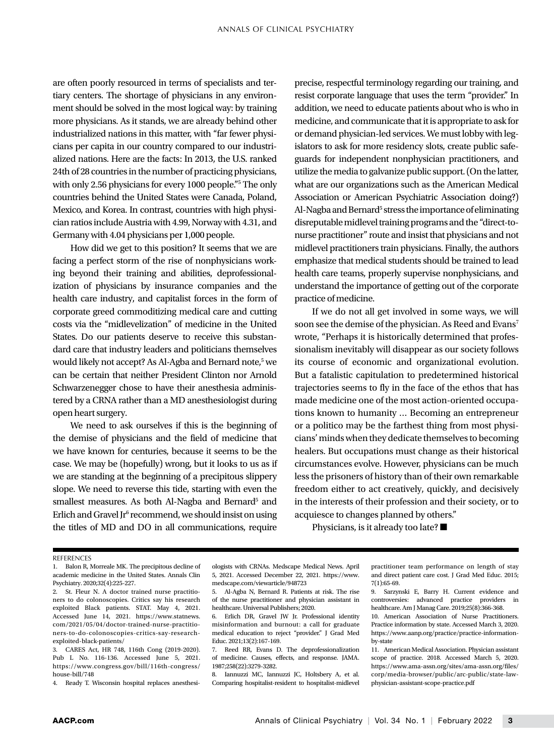are often poorly resourced in terms of specialists and tertiary centers. The shortage of physicians in any environment should be solved in the most logical way: by training more physicians. As it stands, we are already behind other industrialized nations in this matter, with "far fewer physicians per capita in our country compared to our industrialized nations. Here are the facts: In 2013, the U.S. ranked 24th of 28 countries in the number of practicing physicians, with only 2.56 physicians for every 1000 people."[5] The only countries behind the United States were Canada, Poland, Mexico, and Korea. In contrast, countries with high physician ratios include Austria with 4.99, Norway with 4.31, and Germany with 4.04 physicians per 1,000 people.

How did we get to this position? It seems that we are facing a perfect storm of the rise of nonphysicians working beyond their training and abilities, deprofessionalization of physicians by insurance companies and the health care industry, and capitalist forces in the form of corporate greed commoditizing medical care and cutting costs via the "midlevelization" of medicine in the United States. Do our patients deserve to receive this substandard care that industry leaders and politicians themselves would likely not accept? As Al-Agba and Bernard note,[5] we can be certain that neither President Clinton nor Arnold Schwarzenegger chose to have their anesthesia administered by a CRNA rather than a MD anesthesiologist during open heart surgery.

We need to ask ourselves if this is the beginning of the demise of physicians and the field of medicine that we have known for centuries, because it seems to be the case. We may be (hopefully) wrong, but it looks to us as if we are standing at the beginning of a precipitous slippery slope. We need to reverse this tide, starting with even the smallest measures. As both Al-Nagba and Bernard[5] and Erlich and Gravel Jr[6] recommend, we should insist on using the titles of MD and DO in all communications, require precise, respectful terminology regarding our training, and resist corporate language that uses the term "provider." In addition, we need to educate patients about who is who in medicine, and communicate that it is appropriate to ask for or demand physician-led services. We must lobby with legislators to ask for more residency slots, create public safeguards for independent nonphysician practitioners, and utilize the media to galvanize public support. (On the latter, what are our organizations such as the American Medical Association or American Psychiatric Association doing?) Al-Nagba and Bernard[5] stress the importance of eliminating disreputable midlevel training programs and the "direct-to-nurse practitioner" route and insist that physicians and not midlevel practitioners train physicians. Finally, the authors emphasize that medical students should be trained to lead health care teams, properly supervise nonphysicians, and understand the importance of getting out of the corporate practice of medicine.

If we do not all get involved in some ways, we will soon see the demise of the physician. As Reed and Evans[7] wrote, "Perhaps it is historically determined that professionalism inevitably will disappear as our society follows its course of economic and organizational evolution. But a fatalistic capitulation to predetermined historical trajectories seems to fly in the face of the ethos that has made medicine one of the most action-oriented occupations known to humanity ... Becoming an entrepreneur or a politico may be the farthest thing from most physicians' minds when they dedicate themselves to becoming healers. But occupations must change as their historical circumstances evolve. However, physicians can be much less the prisoners of history than of their own remarkable freedom either to act creatively, quickly, and decisively in the interests of their profession and their society, or to acquiesce to changes planned by others."

Physicians, is it already too late? ■

REFERENCES

1. Balon R, Morreale MK. The precipitous decline of academic medicine in the United States. Annals Clin Psychiatry. 2020;32(4):225-227.
2. St. Fleur N. A doctor trained nurse practitioners to do colonoscopies. Critics say his research exploited Black patients. STAT. May 4, 2021. Accessed June 14, 2021. https://www.statnews.com/2021/05/04/doctor-trained-nurse-practitioners-to-do-colonoscopies-critics-say-research-exploited-black-patients/
3. CARES Act, HR 748, 116th Cong (2019-2020). Pub L No. 116-136. Accessed June 5, 2021. https://www.congress.gov/bill/116th-congress/house-bill/748
4. Ready T. Wisconsin hospital replaces anesthesiologists with CRNAs. Medscape Medical News. April 5, 2021. Accessed December 22, 2021. https://www.medscape.com/viewarticle/948723
5. Al-Agba N, Bernard R. Patients at risk. The rise of the nurse practitioner and physician assistant in healthcare. Universal Publishers; 2020.
6. Erlich DR, Gravel JW Jr. Professional identity misinformation and burnout: a call for graduate medical education to reject "provider." J Grad Med Educ. 2021;13(2):167-169.
7. Reed RR, Evans D. The deprofessionalization of medicine. Causes, effects, and response. JAMA. 1987;258(22):3279-3282.
8. Iannuzzi MC, Iannuzzi JC, Holtsbery A, et al. Comparing hospitalist-resident to hospitalist-midlevel practitioner team performance on length of stay and direct patient care cost. J Grad Med Educ. 2015; 7(1):65-69.
9. Sarzynski E, Barry H. Current evidence and controversies: advanced practice providers in healthcare. Am J Manag Care. 2019;25(8):366-368.
10. American Association of Nurse Practitioners. Practice information by state. Accessed March 3, 2020. https://www.aanp.org/practice/practice-information-by-state
11. American Medical Association. Physician assistant scope of practice. 2018. Accessed March 5, 2020. https://www.ama-assn.org/sites/ama-assn.org/files/corp/media-browser/public/arc-public/state-law-physician-assistant-scope-practice.pdf